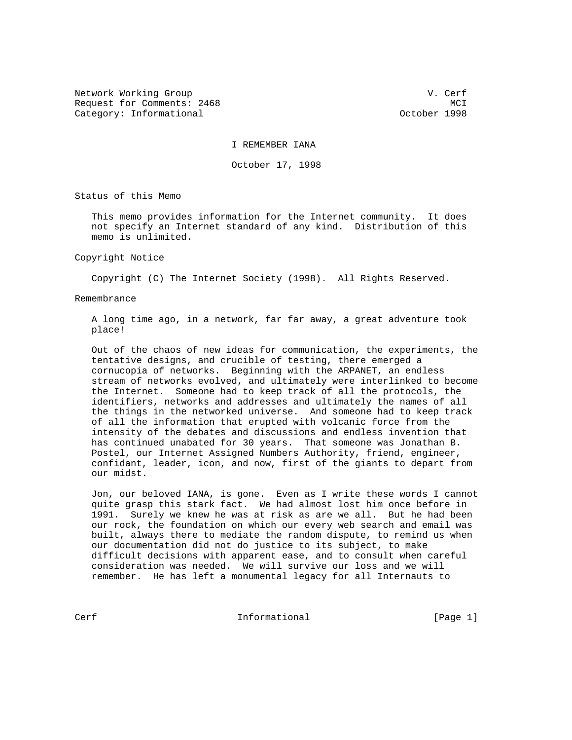Network Working Group V. Cerf
Request for Comments: 2468 MCI
Category: Informational October 1998

# I REMEMBER IANA

October 17, 1998

## Status of this Memo

This memo provides information for the Internet community. It does not specify an Internet standard of any kind. Distribution of this memo is unlimited.

## Copyright Notice

Copyright (C) The Internet Society (1998). All Rights Reserved.

## Remembrance

A long time ago, in a network, far far away, a great adventure took place!

Out of the chaos of new ideas for communication, the experiments, the tentative designs, and crucible of testing, there emerged a cornucopia of networks. Beginning with the ARPANET, an endless stream of networks evolved, and ultimately were interlinked to become the Internet. Someone had to keep track of all the protocols, the identifiers, networks and addresses and ultimately the names of all the things in the networked universe. And someone had to keep track of all the information that erupted with volcanic force from the intensity of the debates and discussions and endless invention that has continued unabated for 30 years. That someone was Jonathan B. Postel, our Internet Assigned Numbers Authority, friend, engineer, confidant, leader, icon, and now, first of the giants to depart from our midst.

Jon, our beloved IANA, is gone. Even as I write these words I cannot quite grasp this stark fact. We had almost lost him once before in 1991. Surely we knew he was at risk as are we all. But he had been our rock, the foundation on which our every web search and email was built, always there to mediate the random dispute, to remind us when our documentation did not do justice to its subject, to make difficult decisions with apparent ease, and to consult when careful consideration was needed. We will survive our loss and we will remember. He has left a monumental legacy for all Internauts to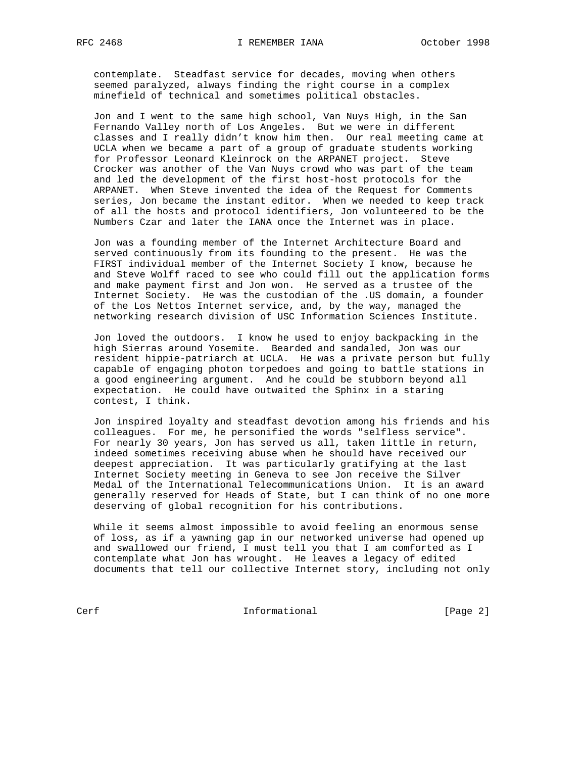contemplate. Steadfast service for decades, moving when others seemed paralyzed, always finding the right course in a complex minefield of technical and sometimes political obstacles.

Jon and I went to the same high school, Van Nuys High, in the San Fernando Valley north of Los Angeles. But we were in different classes and I really didn't know him then. Our real meeting came at UCLA when we became a part of a group of graduate students working for Professor Leonard Kleinrock on the ARPANET project. Steve Crocker was another of the Van Nuys crowd who was part of the team and led the development of the first host-host protocols for the ARPANET. When Steve invented the idea of the Request for Comments series, Jon became the instant editor. When we needed to keep track of all the hosts and protocol identifiers, Jon volunteered to be the Numbers Czar and later the IANA once the Internet was in place.

Jon was a founding member of the Internet Architecture Board and served continuously from its founding to the present. He was the FIRST individual member of the Internet Society I know, because he and Steve Wolff raced to see who could fill out the application forms and make payment first and Jon won. He served as a trustee of the Internet Society. He was the custodian of the .US domain, a founder of the Los Nettos Internet service, and, by the way, managed the networking research division of USC Information Sciences Institute.

Jon loved the outdoors. I know he used to enjoy backpacking in the high Sierras around Yosemite. Bearded and sandaled, Jon was our resident hippie-patriarch at UCLA. He was a private person but fully capable of engaging photon torpedoes and going to battle stations in a good engineering argument. And he could be stubborn beyond all expectation. He could have outwaited the Sphinx in a staring contest, I think.

Jon inspired loyalty and steadfast devotion among his friends and his colleagues. For me, he personified the words "selfless service". For nearly 30 years, Jon has served us all, taken little in return, indeed sometimes receiving abuse when he should have received our deepest appreciation. It was particularly gratifying at the last Internet Society meeting in Geneva to see Jon receive the Silver Medal of the International Telecommunications Union. It is an award generally reserved for Heads of State, but I can think of no one more deserving of global recognition for his contributions.

While it seems almost impossible to avoid feeling an enormous sense of loss, as if a yawning gap in our networked universe had opened up and swallowed our friend, I must tell you that I am comforted as I contemplate what Jon has wrought. He leaves a legacy of edited documents that tell our collective Internet story, including not only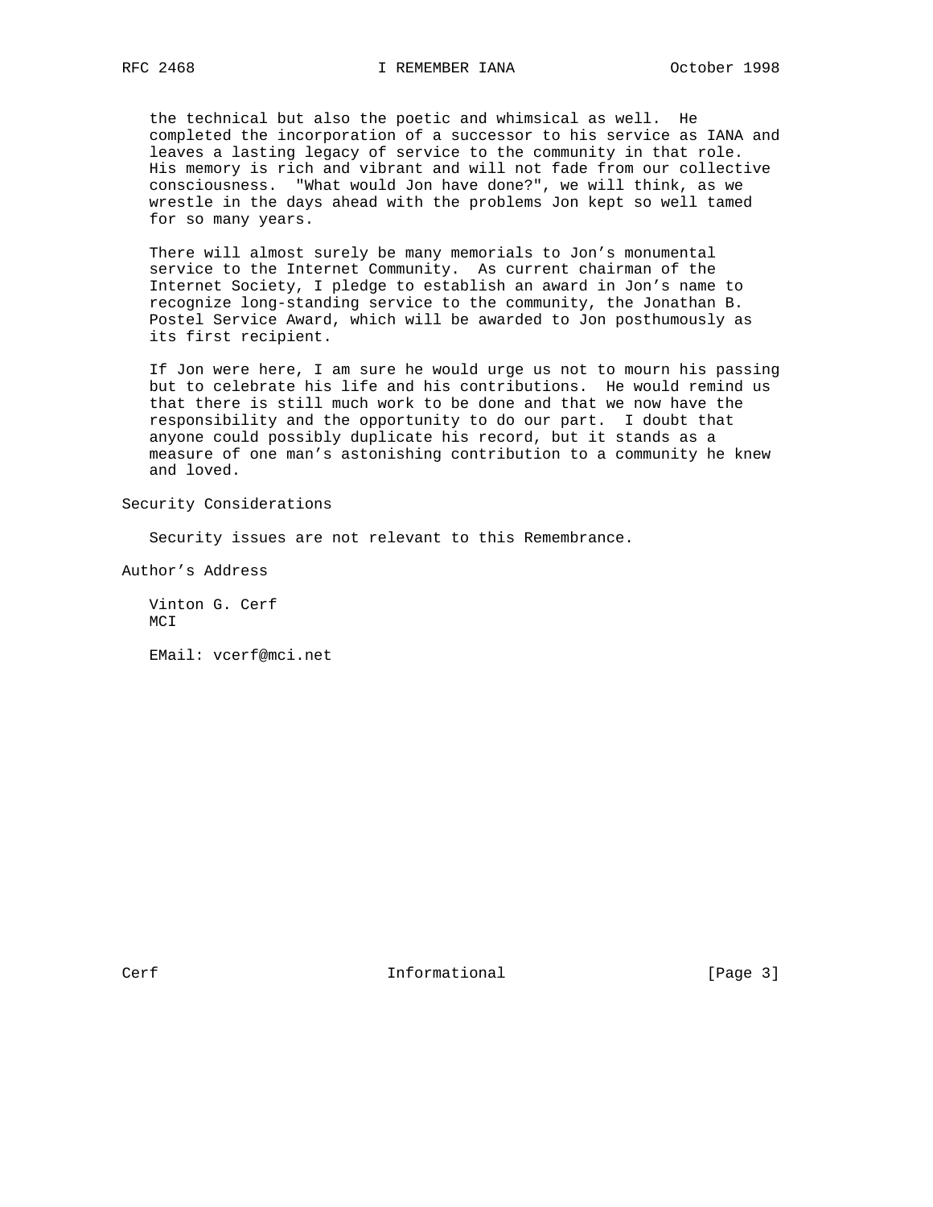the technical but also the poetic and whimsical as well. He completed the incorporation of a successor to his service as IANA and leaves a lasting legacy of service to the community in that role. His memory is rich and vibrant and will not fade from our collective consciousness. "What would Jon have done?", we will think, as we wrestle in the days ahead with the problems Jon kept so well tamed for so many years.

There will almost surely be many memorials to Jon’s monumental service to the Internet Community. As current chairman of the Internet Society, I pledge to establish an award in Jon’s name to recognize long-standing service to the community, the Jonathan B. Postel Service Award, which will be awarded to Jon posthumously as its first recipient.

If Jon were here, I am sure he would urge us not to mourn his passing but to celebrate his life and his contributions. He would remind us that there is still much work to be done and that we now have the responsibility and the opportunity to do our part. I doubt that anyone could possibly duplicate his record, but it stands as a measure of one man’s astonishing contribution to a community he knew and loved.

## Security Considerations

Security issues are not relevant to this Remembrance.

## Author’s Address

Vinton G. Cerf
MCI

EMail: vcerf@mci.net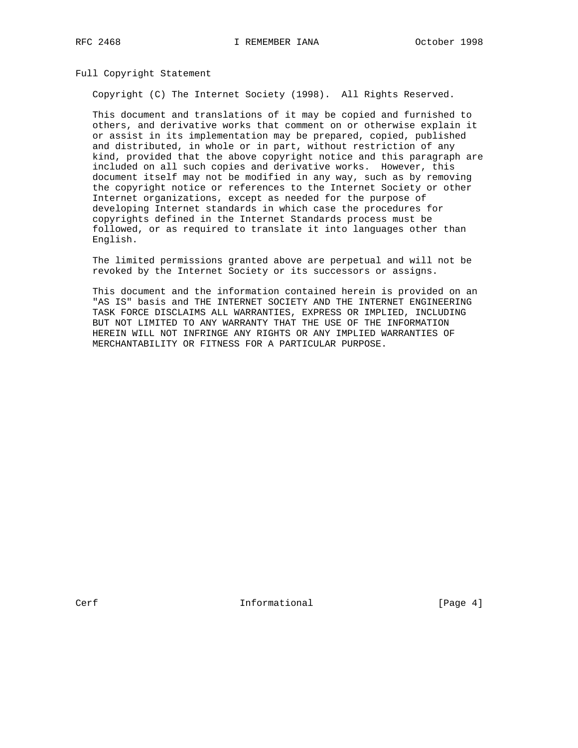## Full Copyright Statement

Copyright (C) The Internet Society (1998). All Rights Reserved.

This document and translations of it may be copied and furnished to others, and derivative works that comment on or otherwise explain it or assist in its implementation may be prepared, copied, published and distributed, in whole or in part, without restriction of any kind, provided that the above copyright notice and this paragraph are included on all such copies and derivative works. However, this document itself may not be modified in any way, such as by removing the copyright notice or references to the Internet Society or other Internet organizations, except as needed for the purpose of developing Internet standards in which case the procedures for copyrights defined in the Internet Standards process must be followed, or as required to translate it into languages other than English.

The limited permissions granted above are perpetual and will not be revoked by the Internet Society or its successors or assigns.

This document and the information contained herein is provided on an "AS IS" basis and THE INTERNET SOCIETY AND THE INTERNET ENGINEERING TASK FORCE DISCLAIMS ALL WARRANTIES, EXPRESS OR IMPLIED, INCLUDING BUT NOT LIMITED TO ANY WARRANTY THAT THE USE OF THE INFORMATION HEREIN WILL NOT INFRINGE ANY RIGHTS OR ANY IMPLIED WARRANTIES OF MERCHANTABILITY OR FITNESS FOR A PARTICULAR PURPOSE.